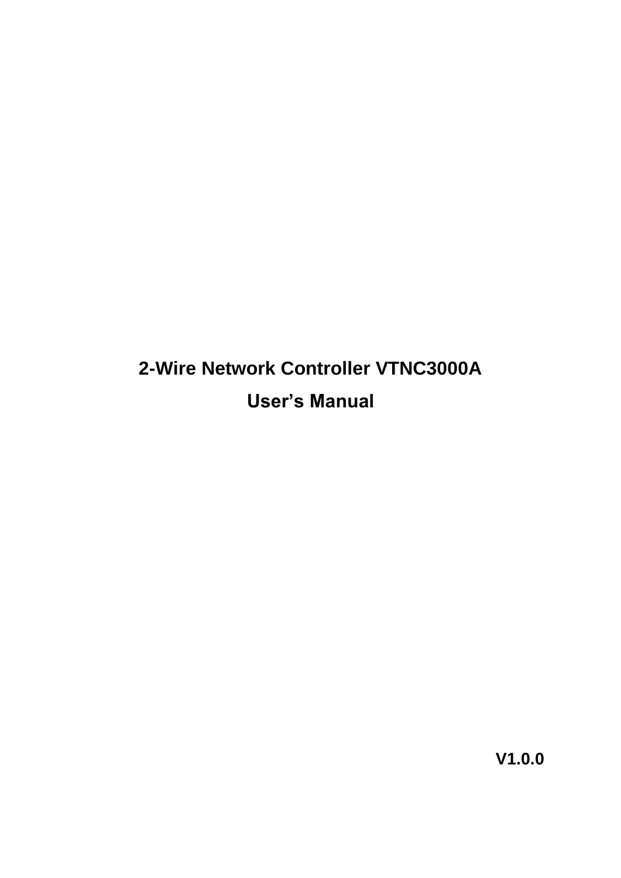# 2-Wire Network Controller VTNC3000A

# User's Manual

**V1.0.0**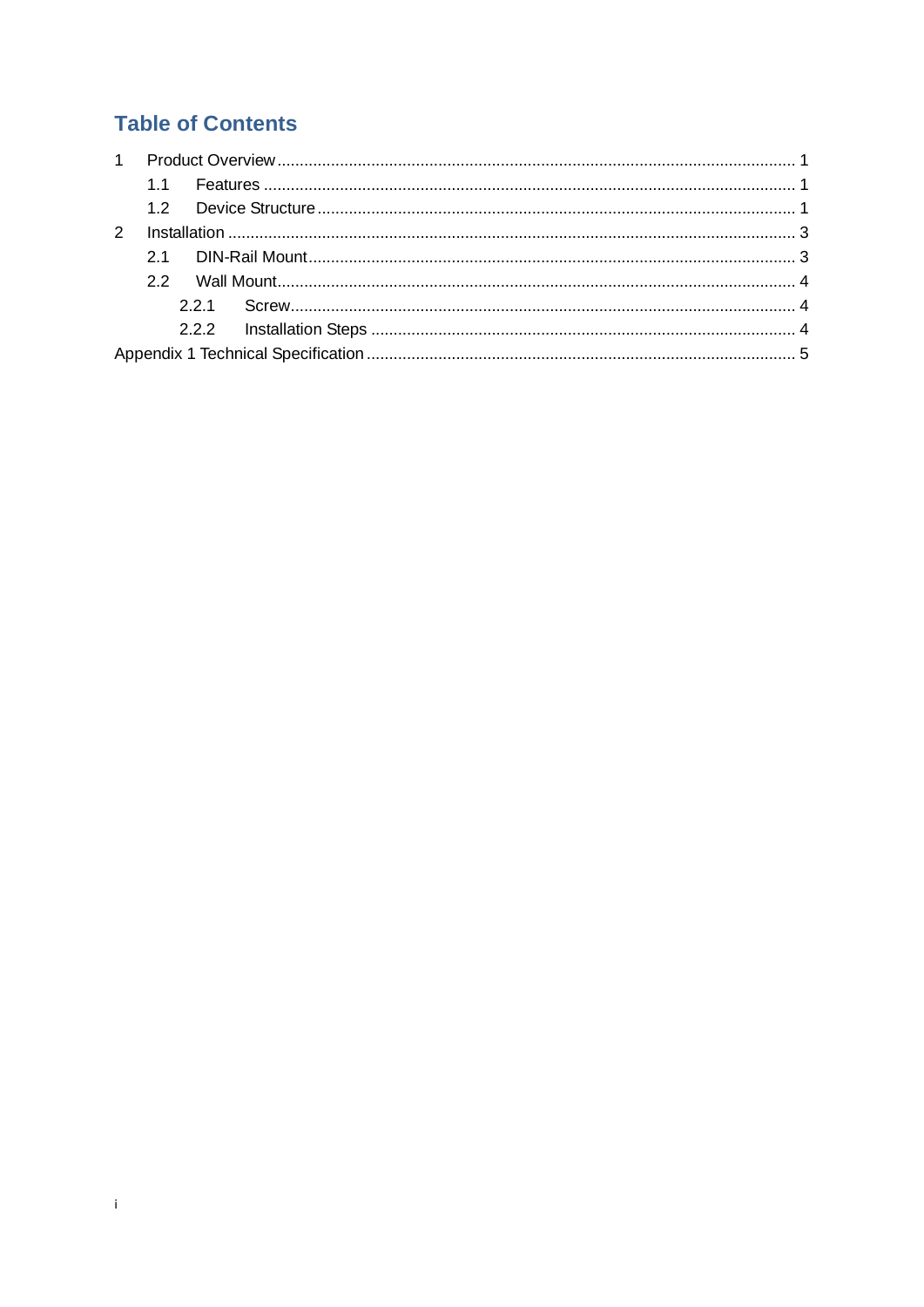# Table of Contents

1 Product Overview ........ 1
  1.1 Features ........ 1
  1.2 Device Structure ........ 1
2 Installation ........ 3
  2.1 DIN-Rail Mount ........ 3
  2.2 Wall Mount ........ 4
    2.2.1 Screw ........ 4
    2.2.2 Installation Steps ........ 4
Appendix 1 Technical Specification ........ 5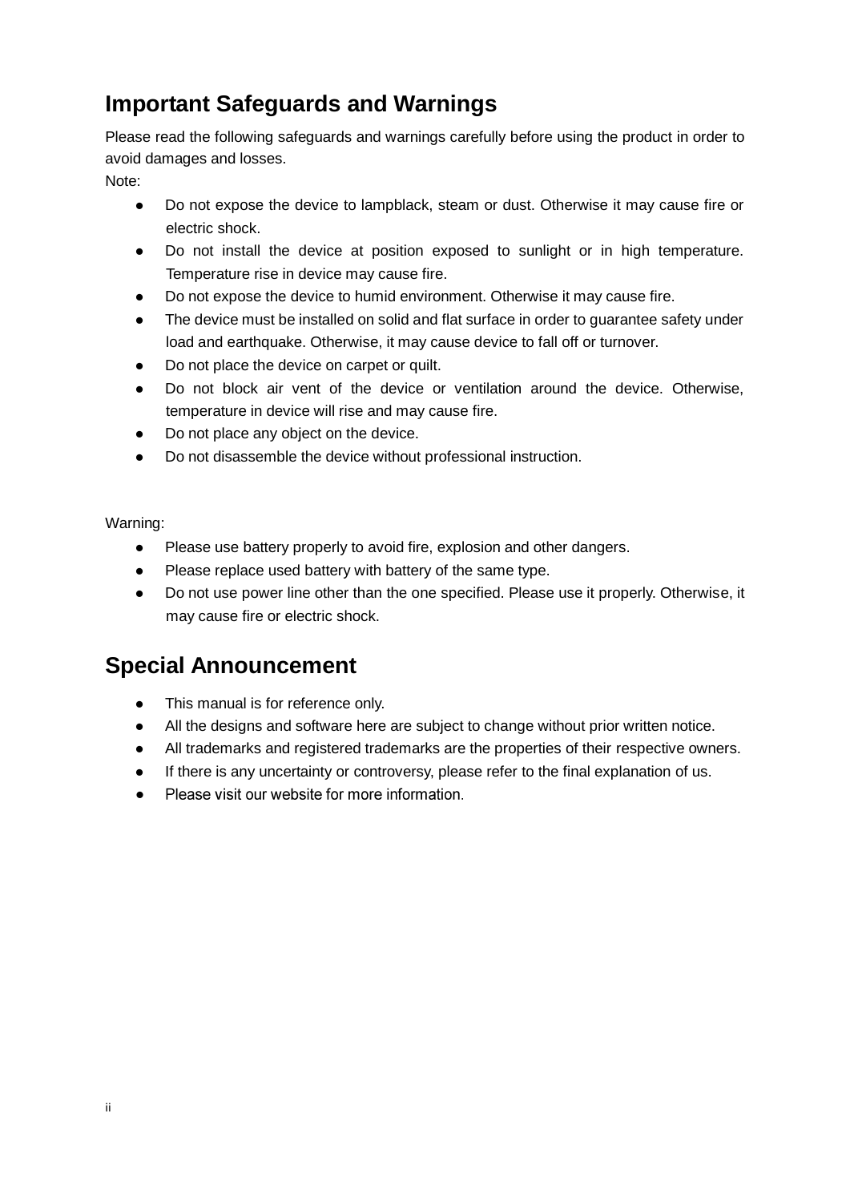## Important Safeguards and Warnings

Please read the following safeguards and warnings carefully before using the product in order to avoid damages and losses.

Note:

- Do not expose the device to lampblack, steam or dust. Otherwise it may cause fire or electric shock.
- Do not install the device at position exposed to sunlight or in high temperature. Temperature rise in device may cause fire.
- Do not expose the device to humid environment. Otherwise it may cause fire.
- The device must be installed on solid and flat surface in order to guarantee safety under load and earthquake. Otherwise, it may cause device to fall off or turnover.
- Do not place the device on carpet or quilt.
- Do not block air vent of the device or ventilation around the device. Otherwise, temperature in device will rise and may cause fire.
- Do not place any object on the device.
- Do not disassemble the device without professional instruction.

Warning:

- Please use battery properly to avoid fire, explosion and other dangers.
- Please replace used battery with battery of the same type.
- Do not use power line other than the one specified. Please use it properly. Otherwise, it may cause fire or electric shock.

## Special Announcement

- This manual is for reference only.
- All the designs and software here are subject to change without prior written notice.
- All trademarks and registered trademarks are the properties of their respective owners.
- If there is any uncertainty or controversy, please refer to the final explanation of us.
- Please visit our website for more information.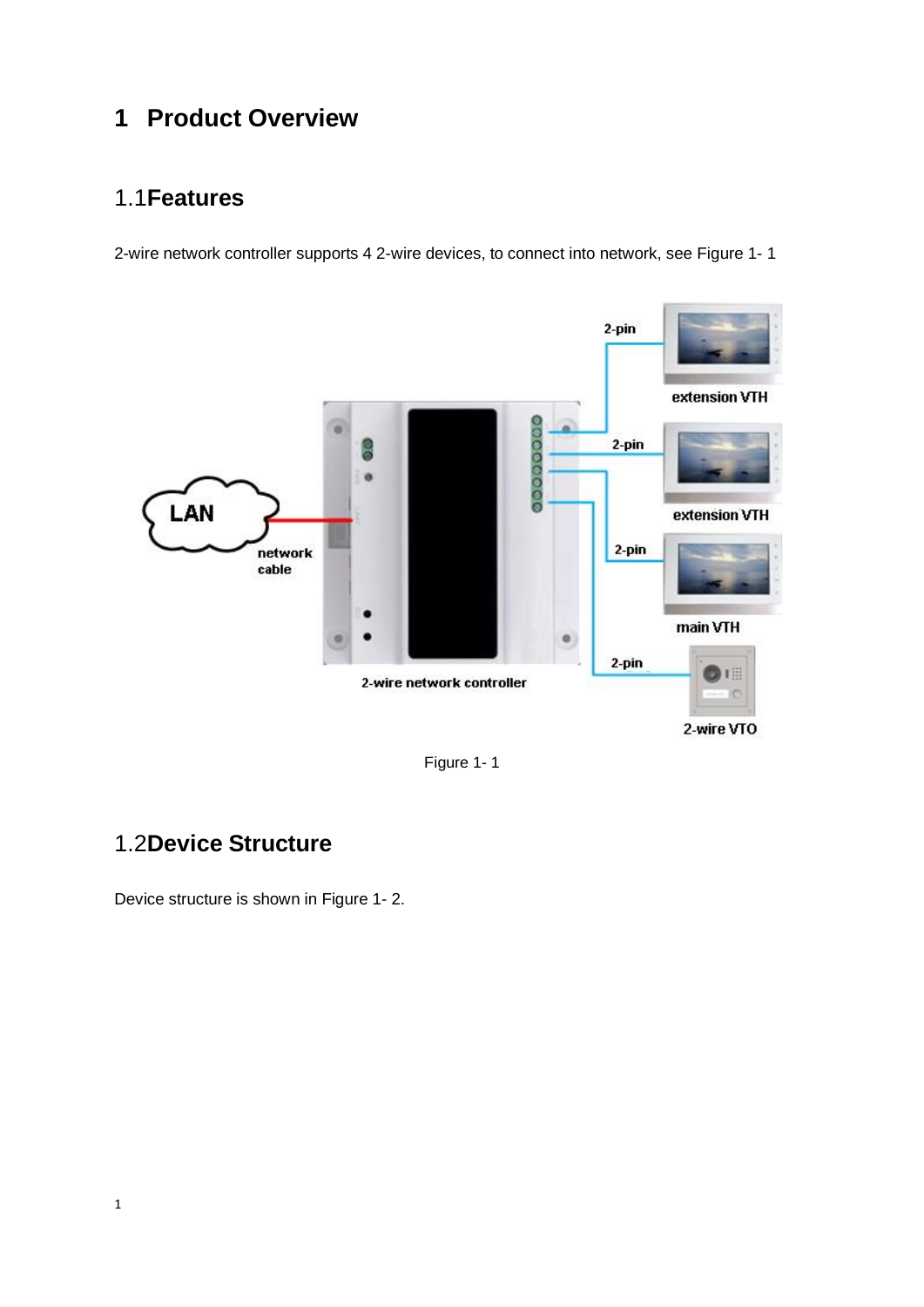# 1 Product Overview

## 1.1Features

2-wire network controller supports 4 2-wire devices, to connect into network, see Figure 1- 1

Figure 1- 1

## 1.2Device Structure

Device structure is shown in Figure 1- 2.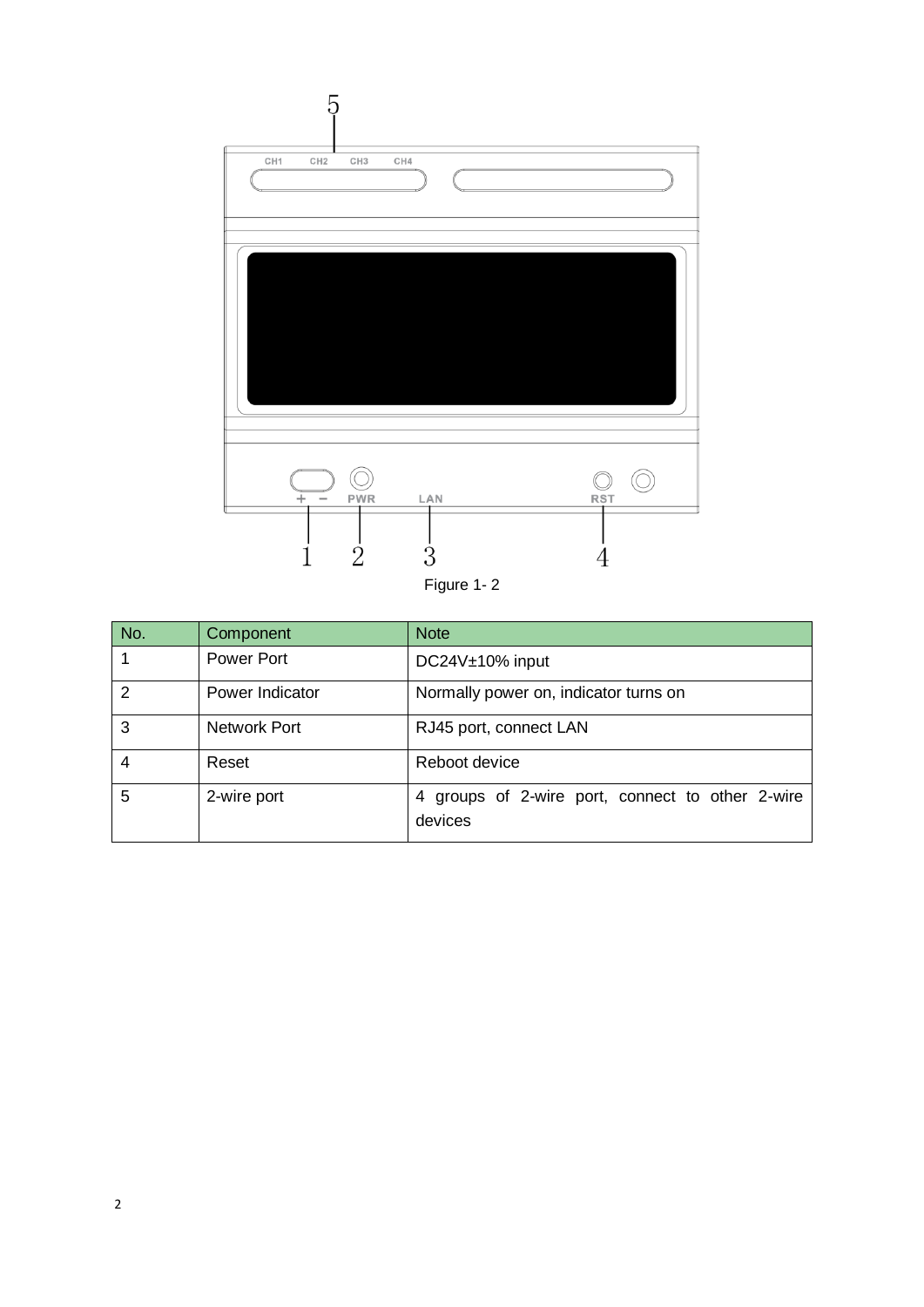Figure 1- 2

| No. | Component | Note |
|---|---|---|
| 1 | Power Port | DC24V±10% input |
| 2 | Power Indicator | Normally power on, indicator turns on |
| 3 | Network Port | RJ45 port, connect LAN |
| 4 | Reset | Reboot device |
| 5 | 2-wire port | 4 groups of 2-wire port, connect to other 2-wire devices |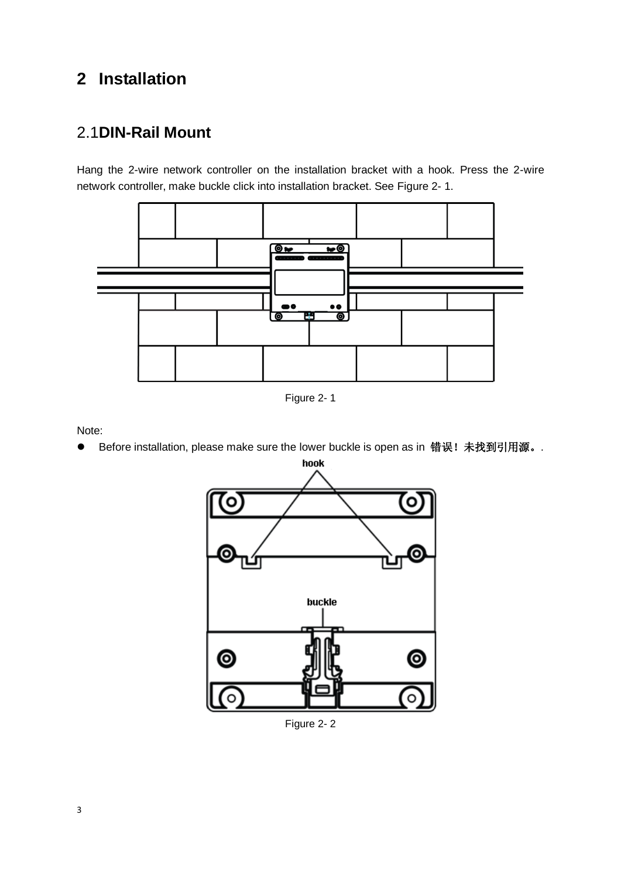# 2 Installation

## 2.1 DIN-Rail Mount

Hang the 2-wire network controller on the installation bracket with a hook. Press the 2-wire network controller, make buckle click into installation bracket. See Figure 2- 1.

Figure 2- 1

Note:

- Before installation, please make sure the lower buckle is open as in 错误！未找到引用源。.

hook

buckle

Figure 2- 2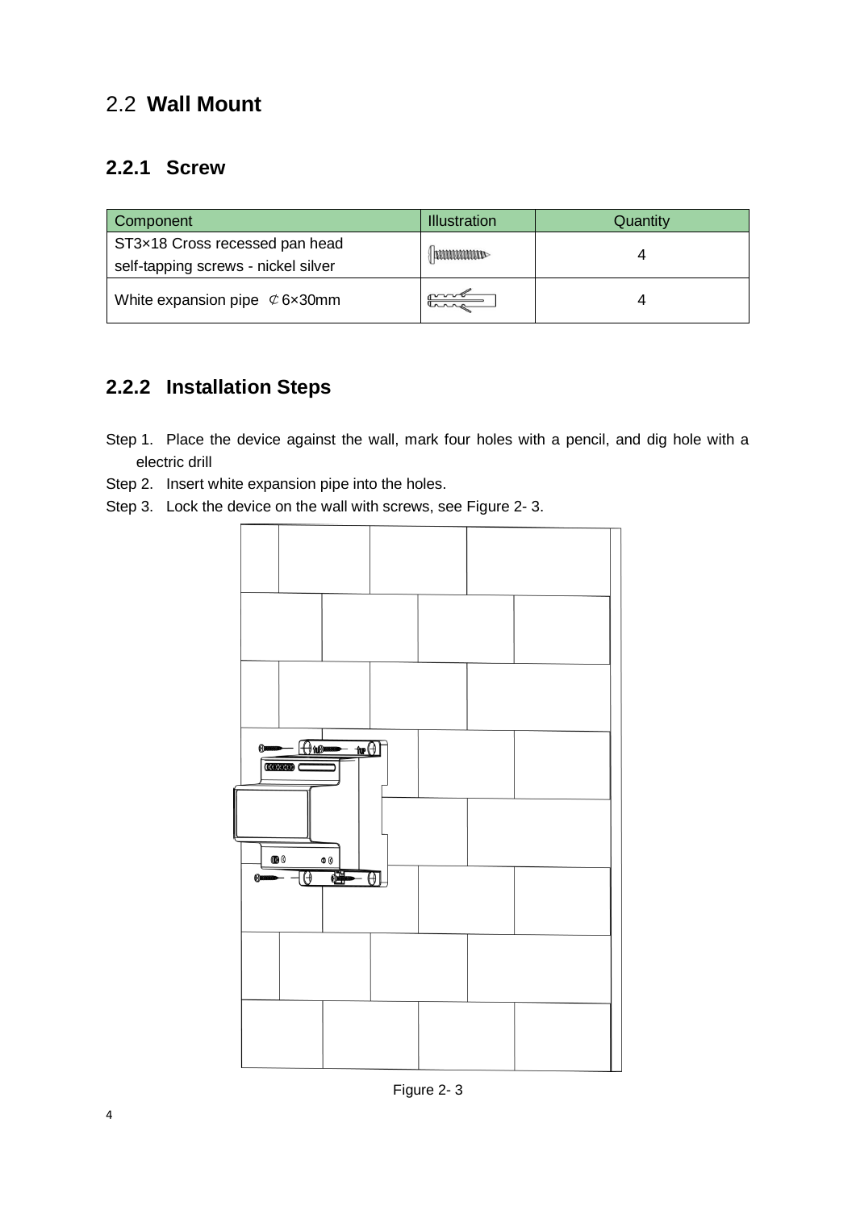## 2.2 **Wall Mount**

### 2.2.1 Screw

| Component | Illustration | Quantity |
|---|---|---|
| ST3×18 Cross recessed pan head self-tapping screws - nickel silver | | 4 |
| White expansion pipe ¢6×30mm | | 4 |

### 2.2.2 Installation Steps

Step 1. Place the device against the wall, mark four holes with a pencil, and dig hole with a electric drill

Step 2. Insert white expansion pipe into the holes.

Step 3. Lock the device on the wall with screws, see Figure 2- 3.

Figure 2- 3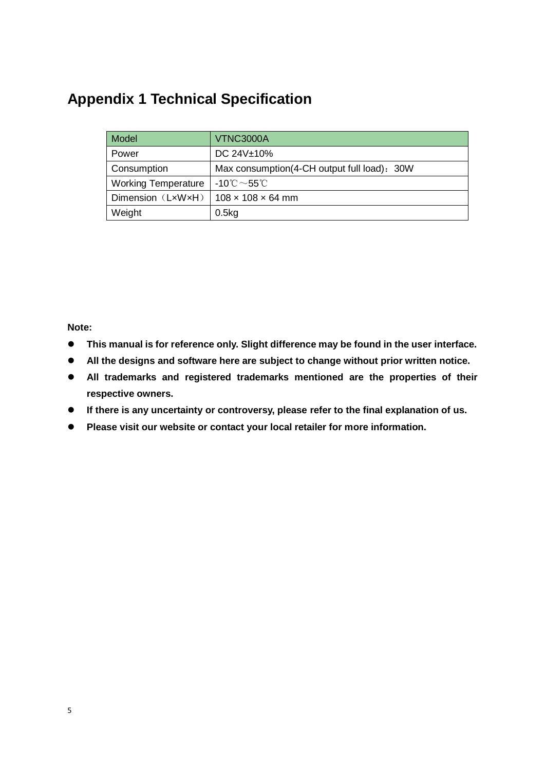# Appendix 1 Technical Specification

| Model | VTNC3000A |
|---|---|
| Power | DC 24V±10% |
| Consumption | Max consumption(4-CH output full load)：30W |
| Working Temperature | -10℃～55℃ |
| Dimension（L×W×H） | 108 × 108 × 64 mm |
| Weight | 0.5kg |

**Note:**

- **This manual is for reference only. Slight difference may be found in the user interface.**
- **All the designs and software here are subject to change without prior written notice.**
- **All trademarks and registered trademarks mentioned are the properties of their respective owners.**
- **If there is any uncertainty or controversy, please refer to the final explanation of us.**
- **Please visit our website or contact your local retailer for more information.**